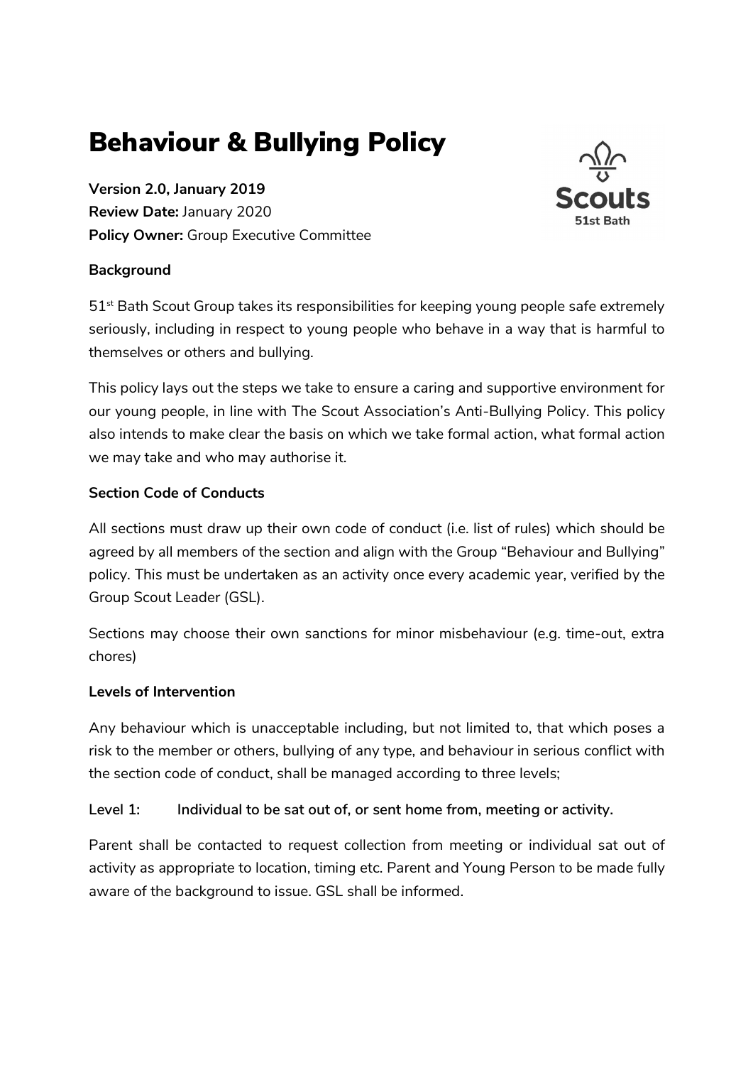# Behaviour & Bullying Policy

**Version 2.0, January 2019**
**Review Date:** January 2020
**Policy Owner:** Group Executive Committee

**Background**

51st Bath Scout Group takes its responsibilities for keeping young people safe extremely seriously, including in respect to young people who behave in a way that is harmful to themselves or others and bullying.

This policy lays out the steps we take to ensure a caring and supportive environment for our young people, in line with The Scout Association's Anti-Bullying Policy. This policy also intends to make clear the basis on which we take formal action, what formal action we may take and who may authorise it.

**Section Code of Conducts**

All sections must draw up their own code of conduct (i.e. list of rules) which should be agreed by all members of the section and align with the Group "Behaviour and Bullying" policy. This must be undertaken as an activity once every academic year, verified by the Group Scout Leader (GSL).

Sections may choose their own sanctions for minor misbehaviour (e.g. time-out, extra chores)

**Levels of Intervention**

Any behaviour which is unacceptable including, but not limited to, that which poses a risk to the member or others, bullying of any type, and behaviour in serious conflict with the section code of conduct, shall be managed according to three levels;

**Level 1: Individual to be sat out of, or sent home from, meeting or activity.**

Parent shall be contacted to request collection from meeting or individual sat out of activity as appropriate to location, timing etc. Parent and Young Person to be made fully aware of the background to issue. GSL shall be informed.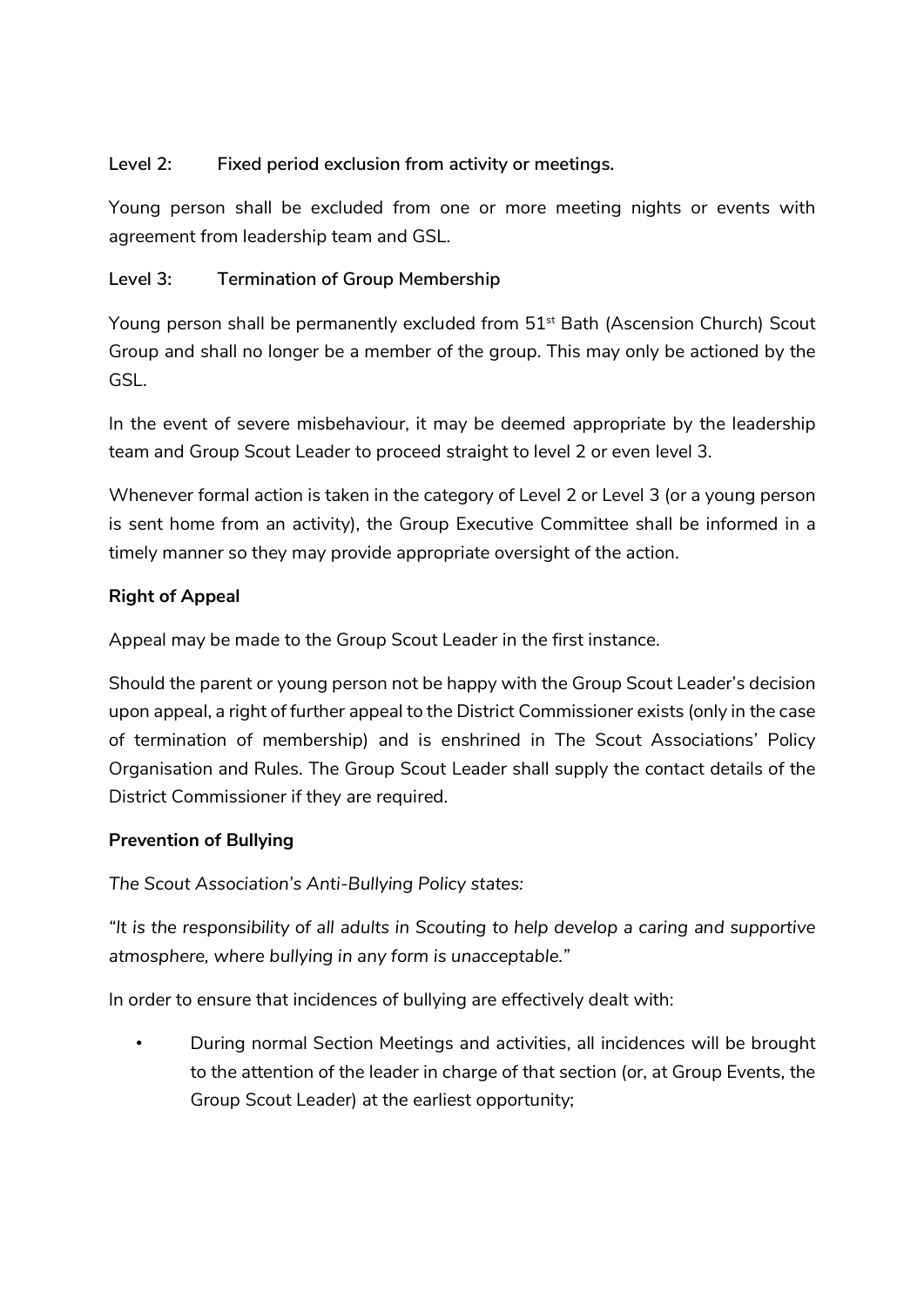**Level 2: Fixed period exclusion from activity or meetings.**

Young person shall be excluded from one or more meeting nights or events with agreement from leadership team and GSL.

**Level 3: Termination of Group Membership**

Young person shall be permanently excluded from 51st Bath (Ascension Church) Scout Group and shall no longer be a member of the group. This may only be actioned by the GSL.

In the event of severe misbehaviour, it may be deemed appropriate by the leadership team and Group Scout Leader to proceed straight to level 2 or even level 3.

Whenever formal action is taken in the category of Level 2 or Level 3 (or a young person is sent home from an activity), the Group Executive Committee shall be informed in a timely manner so they may provide appropriate oversight of the action.

**Right of Appeal**

Appeal may be made to the Group Scout Leader in the first instance.

Should the parent or young person not be happy with the Group Scout Leader's decision upon appeal, a right of further appeal to the District Commissioner exists (only in the case of termination of membership) and is enshrined in The Scout Associations' Policy Organisation and Rules. The Group Scout Leader shall supply the contact details of the District Commissioner if they are required.

**Prevention of Bullying**

*The Scout Association's Anti-Bullying Policy states:*

*"It is the responsibility of all adults in Scouting to help develop a caring and supportive atmosphere, where bullying in any form is unacceptable."*

In order to ensure that incidences of bullying are effectively dealt with:

- During normal Section Meetings and activities, all incidences will be brought to the attention of the leader in charge of that section (or, at Group Events, the Group Scout Leader) at the earliest opportunity;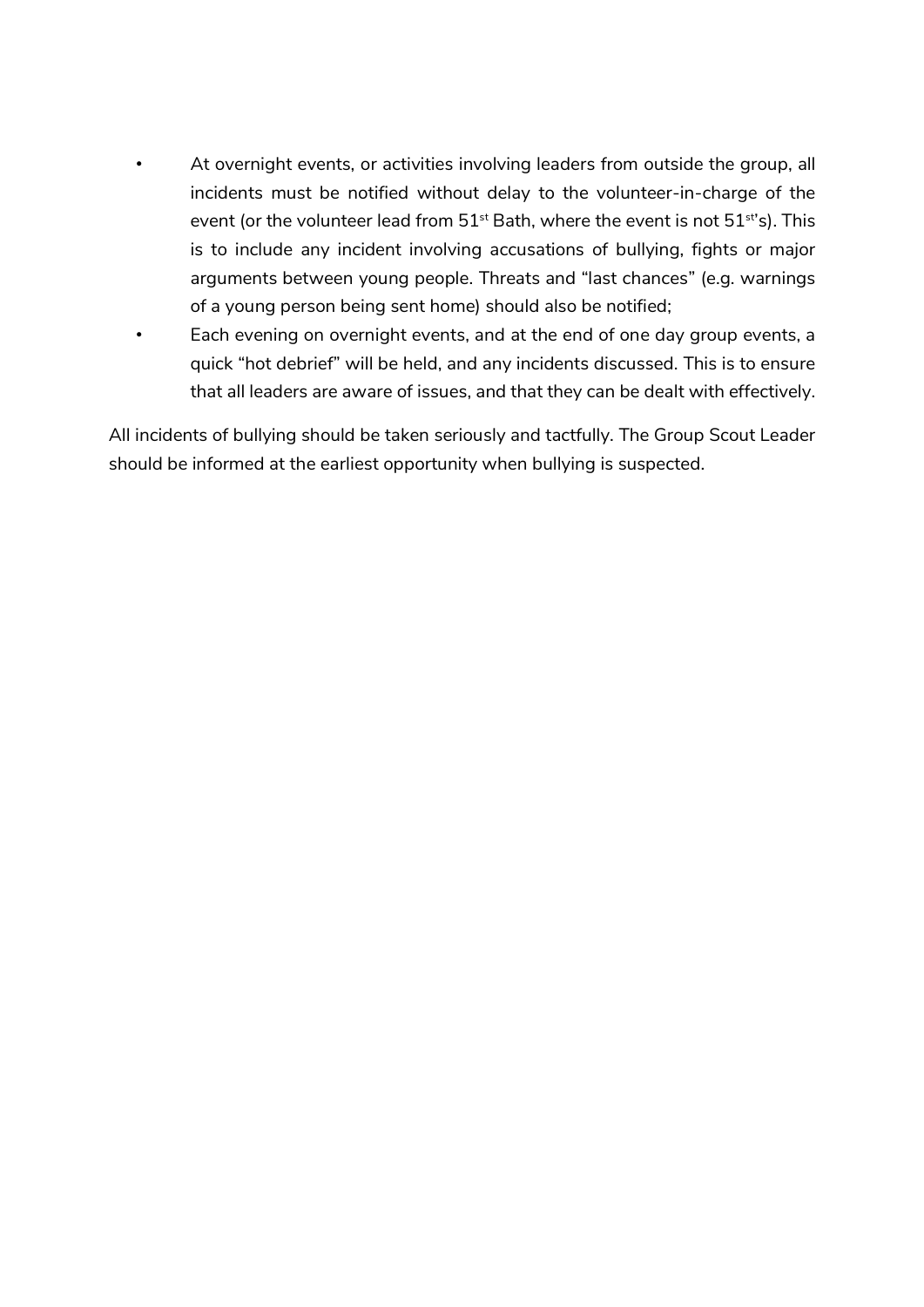- At overnight events, or activities involving leaders from outside the group, all incidents must be notified without delay to the volunteer-in-charge of the event (or the volunteer lead from 51st Bath, where the event is not 51st's). This is to include any incident involving accusations of bullying, fights or major arguments between young people. Threats and "last chances" (e.g. warnings of a young person being sent home) should also be notified;
- Each evening on overnight events, and at the end of one day group events, a quick "hot debrief" will be held, and any incidents discussed. This is to ensure that all leaders are aware of issues, and that they can be dealt with effectively.

All incidents of bullying should be taken seriously and tactfully. The Group Scout Leader should be informed at the earliest opportunity when bullying is suspected.